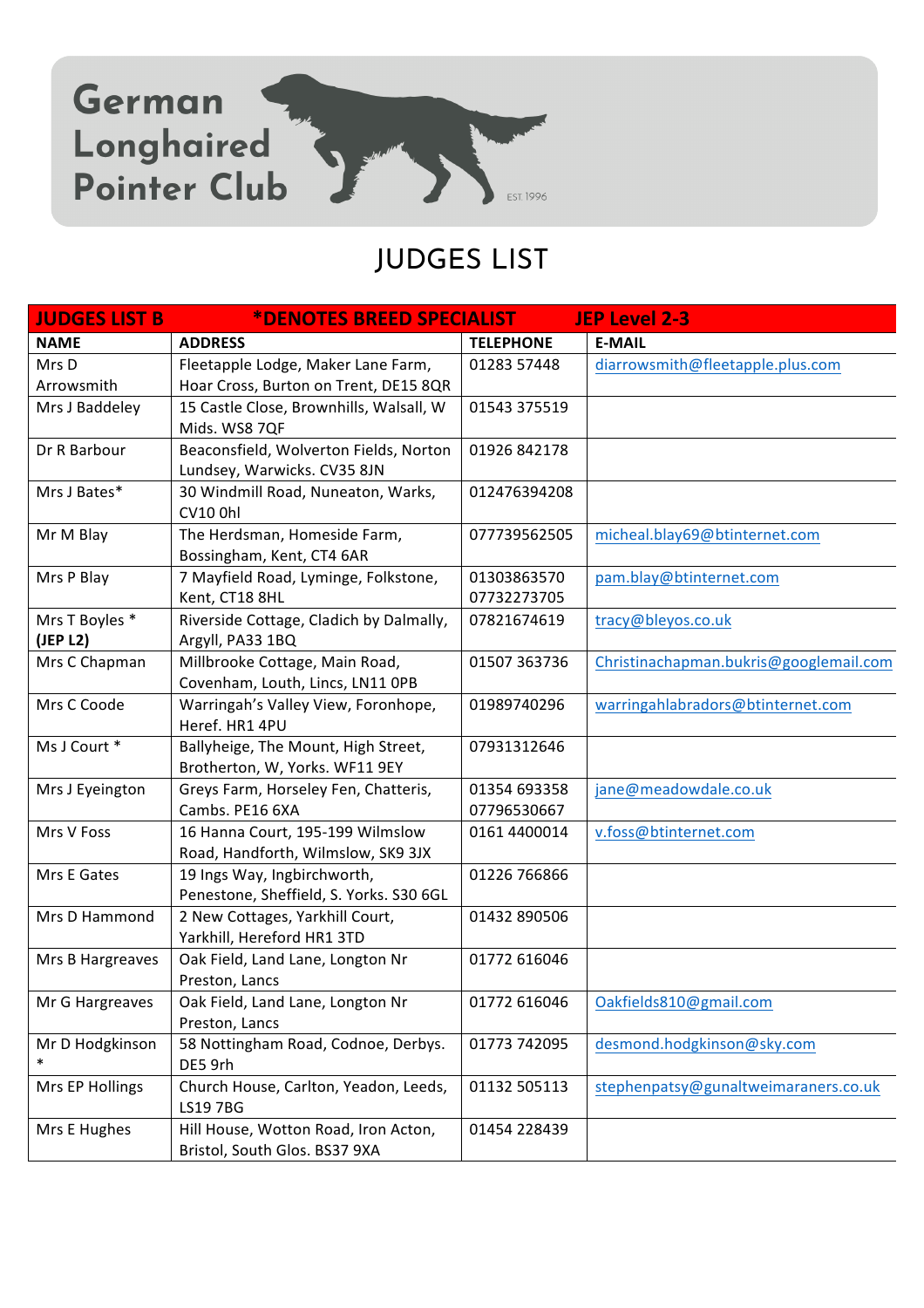German Longhaired Pointer Club

EST. 1996

# JUDGES LIST

| JUDGES LIST B | *DENOTES BREED SPECIALIST | | JEP Level 2-3 |
|---|---|---|---|
| **NAME** | **ADDRESS** | **TELEPHONE** | **E-MAIL** |
| Mrs D Arrowsmith | Fleetapple Lodge, Maker Lane Farm, Hoar Cross, Burton on Trent, DE15 8QR | 01283 57448 | diarrowsmith@fleetapple.plus.com |
| Mrs J Baddeley | 15 Castle Close, Brownhills, Walsall, W Mids. WS8 7QF | 01543 375519 | |
| Dr R Barbour | Beaconsfield, Wolverton Fields, Norton Lundsey, Warwicks. CV35 8JN | 01926 842178 | |
| Mrs J Bates* | 30 Windmill Road, Nuneaton, Warks, CV10 0hl | 012476394208 | |
| Mr M Blay | The Herdsman, Homeside Farm, Bossingham, Kent, CT4 6AR | 077739562505 | micheal.blay69@btinternet.com |
| Mrs P Blay | 7 Mayfield Road, Lyminge, Folkstone, Kent, CT18 8HL | 01303863570 07732273705 | pam.blay@btinternet.com |
| Mrs T Boyles * **(JEP L2)** | Riverside Cottage, Cladich by Dalmally, Argyll, PA33 1BQ | 07821674619 | tracy@bleyos.co.uk |
| Mrs C Chapman | Millbrooke Cottage, Main Road, Covenham, Louth, Lincs, LN11 0PB | 01507 363736 | Christinachapman.bukris@googlemail.com |
| Mrs C Coode | Warringah's Valley View, Foronhope, Heref. HR1 4PU | 01989740296 | warringahlabradors@btinternet.com |
| Ms J Court * | Ballyheige, The Mount, High Street, Brotherton, W, Yorks. WF11 9EY | 07931312646 | |
| Mrs J Eyeington | Greys Farm, Horseley Fen, Chatteris, Cambs. PE16 6XA | 01354 693358 07796530667 | jane@meadowdale.co.uk |
| Mrs V Foss | 16 Hanna Court, 195-199 Wilmslow Road, Handforth, Wilmslow, SK9 3JX | 0161 4400014 | v.foss@btinternet.com |
| Mrs E Gates | 19 Ings Way, Ingbirchworth, Penestone, Sheffield, S. Yorks. S30 6GL | 01226 766866 | |
| Mrs D Hammond | 2 New Cottages, Yarkhill Court, Yarkhill, Hereford HR1 3TD | 01432 890506 | |
| Mrs B Hargreaves | Oak Field, Land Lane, Longton Nr Preston, Lancs | 01772 616046 | |
| Mr G Hargreaves | Oak Field, Land Lane, Longton Nr Preston, Lancs | 01772 616046 | Oakfields810@gmail.com |
| Mr D Hodgkinson * | 58 Nottingham Road, Codnoe, Derbys. DE5 9rh | 01773 742095 | desmond.hodgkinson@sky.com |
| Mrs EP Hollings | Church House, Carlton, Yeadon, Leeds, LS19 7BG | 01132 505113 | stephenpatsy@gunaltweimaraners.co.uk |
| Mrs E Hughes | Hill House, Wotton Road, Iron Acton, Bristol, South Glos. BS37 9XA | 01454 228439 | |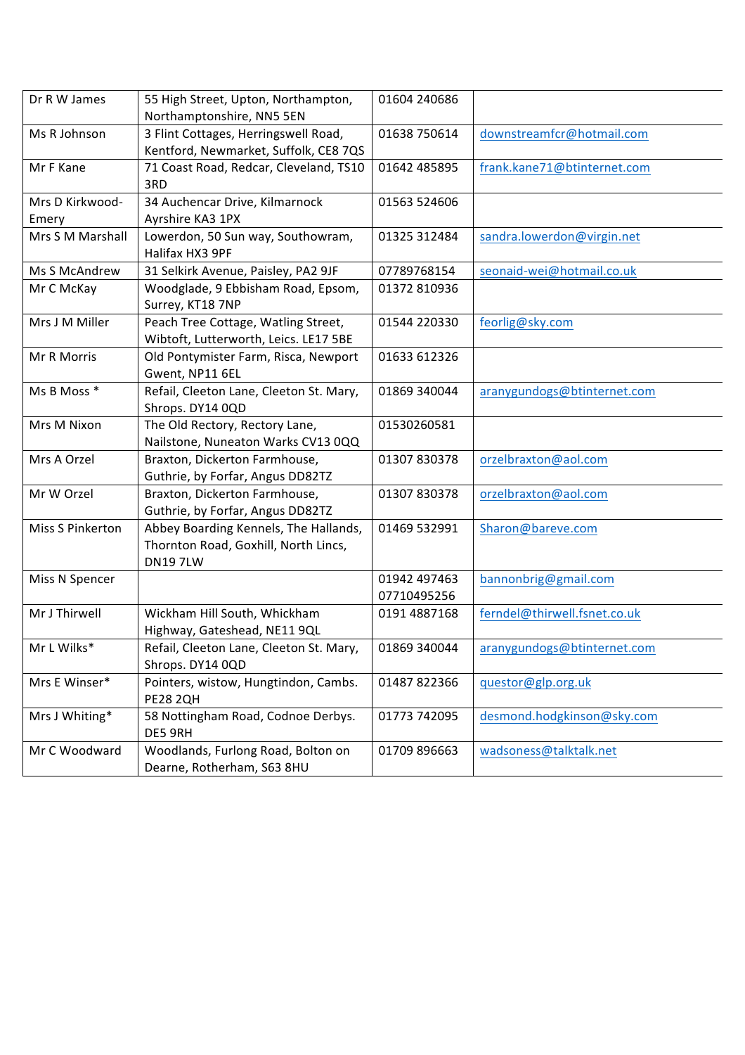| | | | |
|---|---|---|---|
| Dr R W James | 55 High Street, Upton, Northampton, Northamptonshire, NN5 5EN | 01604 240686 | |
| Ms R Johnson | 3 Flint Cottages, Herringswell Road, Kentford, Newmarket, Suffolk, CE8 7QS | 01638 750614 | downstreamfcr@hotmail.com |
| Mr F Kane | 71 Coast Road, Redcar, Cleveland, TS10 3RD | 01642 485895 | frank.kane71@btinternet.com |
| Mrs D Kirkwood-Emery | 34 Auchencar Drive, Kilmarnock Ayrshire KA3 1PX | 01563 524606 | |
| Mrs S M Marshall | Lowerdon, 50 Sun way, Southowram, Halifax HX3 9PF | 01325 312484 | sandra.lowerdon@virgin.net |
| Ms S McAndrew | 31 Selkirk Avenue, Paisley, PA2 9JF | 07789768154 | seonaid-wei@hotmail.co.uk |
| Mr C McKay | Woodglade, 9 Ebbisham Road, Epsom, Surrey, KT18 7NP | 01372 810936 | |
| Mrs J M Miller | Peach Tree Cottage, Watling Street, Wibtoft, Lutterworth, Leics. LE17 5BE | 01544 220330 | feorlig@sky.com |
| Mr R Morris | Old Pontymister Farm, Risca, Newport Gwent, NP11 6EL | 01633 612326 | |
| Ms B Moss * | Refail, Cleeton Lane, Cleeton St. Mary, Shrops. DY14 0QD | 01869 340044 | aranygundogs@btinternet.com |
| Mrs M Nixon | The Old Rectory, Rectory Lane, Nailstone, Nuneaton Warks CV13 0QQ | 01530260581 | |
| Mrs A Orzel | Braxton, Dickerton Farmhouse, Guthrie, by Forfar, Angus DD82TZ | 01307 830378 | orzelbraxton@aol.com |
| Mr W Orzel | Braxton, Dickerton Farmhouse, Guthrie, by Forfar, Angus DD82TZ | 01307 830378 | orzelbraxton@aol.com |
| Miss S Pinkerton | Abbey Boarding Kennels, The Hallands, Thornton Road, Goxhill, North Lincs, DN19 7LW | 01469 532991 | Sharon@bareve.com |
| Miss N Spencer | | 01942 497463 07710495256 | bannonbrig@gmail.com |
| Mr J Thirwell | Wickham Hill South, Whickham Highway, Gateshead, NE11 9QL | 0191 4887168 | ferndel@thirwell.fsnet.co.uk |
| Mr L Wilks* | Refail, Cleeton Lane, Cleeton St. Mary, Shrops. DY14 0QD | 01869 340044 | aranygundogs@btinternet.com |
| Mrs E Winser* | Pointers, wistow, Hungtindon, Cambs. PE28 2QH | 01487 822366 | questor@glp.org.uk |
| Mrs J Whiting* | 58 Nottingham Road, Codnoe Derbys. DE5 9RH | 01773 742095 | desmond.hodgkinson@sky.com |
| Mr C Woodward | Woodlands, Furlong Road, Bolton on Dearne, Rotherham, S63 8HU | 01709 896663 | wadsoness@talktalk.net |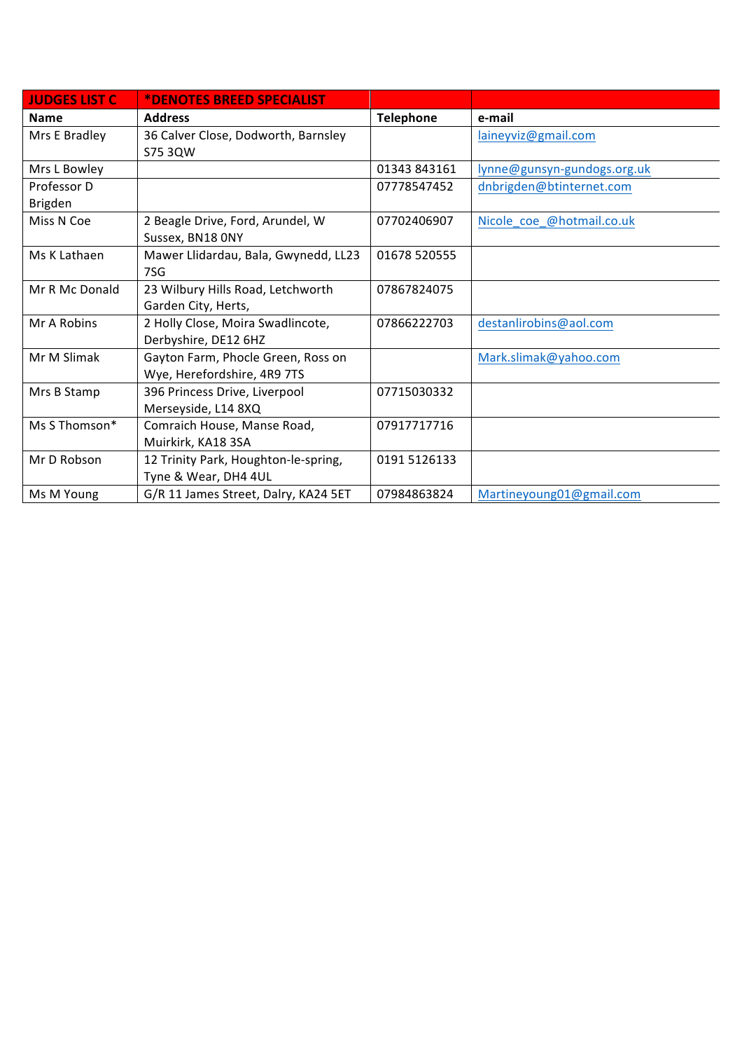| JUDGES LIST C | *DENOTES BREED SPECIALIST | | |
|---|---|---|---|
| **Name** | **Address** | **Telephone** | **e-mail** |
| Mrs E Bradley | 36 Calver Close, Dodworth, Barnsley S75 3QW | | laineyviz@gmail.com |
| Mrs L Bowley | | 01343 843161 | lynne@gunsyn-gundogs.org.uk |
| Professor D Brigden | | 07778547452 | dnbrigden@btinternet.com |
| Miss N Coe | 2 Beagle Drive, Ford, Arundel, W Sussex, BN18 0NY | 07702406907 | Nicole_coe_@hotmail.co.uk |
| Ms K Lathaen | Mawer Llidardau, Bala, Gwynedd, LL23 7SG | 01678 520555 | |
| Mr R Mc Donald | 23 Wilbury Hills Road, Letchworth Garden City, Herts, | 07867824075 | |
| Mr A Robins | 2 Holly Close, Moira Swadlincote, Derbyshire, DE12 6HZ | 07866222703 | destanlirobins@aol.com |
| Mr M Slimak | Gayton Farm, Phocle Green, Ross on Wye, Herefordshire, 4R9 7TS | | Mark.slimak@yahoo.com |
| Mrs B Stamp | 396 Princess Drive, Liverpool Merseyside, L14 8XQ | 07715030332 | |
| Ms S Thomson* | Comraich House, Manse Road, Muirkirk, KA18 3SA | 07917717716 | |
| Mr D Robson | 12 Trinity Park, Houghton-le-spring, Tyne & Wear, DH4 4UL | 0191 5126133 | |
| Ms M Young | G/R 11 James Street, Dalry, KA24 5ET | 07984863824 | Martineyoung01@gmail.com |